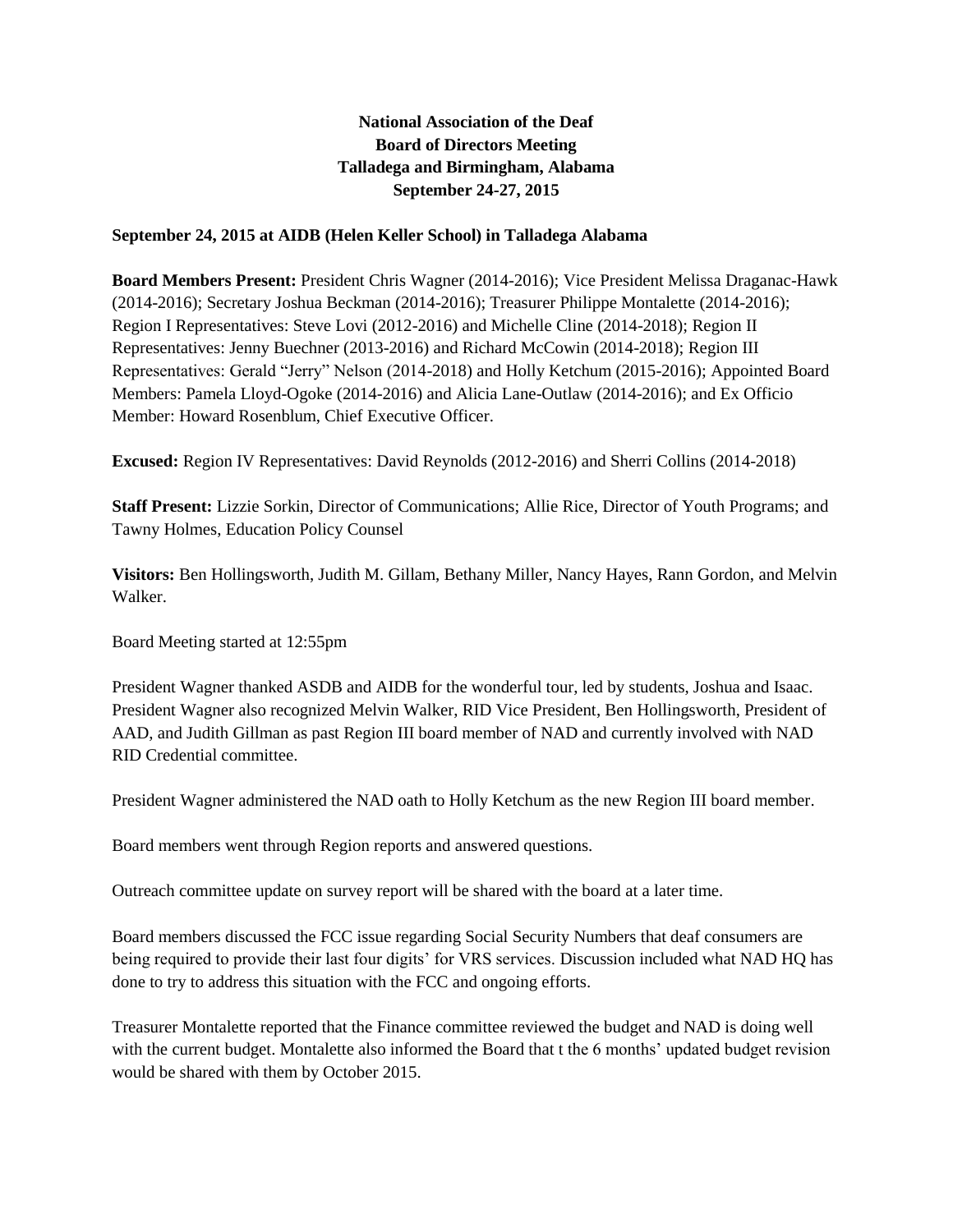**National Association of the Deaf**
**Board of Directors Meeting**
**Talladega and Birmingham, Alabama**
**September 24-27, 2015**

**September 24, 2015 at AIDB (Helen Keller School) in Talladega Alabama**

**Board Members Present:** President Chris Wagner (2014-2016); Vice President Melissa Draganac-Hawk (2014-2016); Secretary Joshua Beckman (2014-2016); Treasurer Philippe Montalette (2014-2016); Region I Representatives: Steve Lovi (2012-2016) and Michelle Cline (2014-2018); Region II Representatives: Jenny Buechner (2013-2016) and Richard McCowin (2014-2018); Region III Representatives: Gerald "Jerry" Nelson (2014-2018) and Holly Ketchum (2015-2016); Appointed Board Members: Pamela Lloyd-Ogoke (2014-2016) and Alicia Lane-Outlaw (2014-2016); and Ex Officio Member: Howard Rosenblum, Chief Executive Officer.

**Excused:** Region IV Representatives: David Reynolds (2012-2016) and Sherri Collins (2014-2018)

**Staff Present:** Lizzie Sorkin, Director of Communications; Allie Rice, Director of Youth Programs; and Tawny Holmes, Education Policy Counsel

**Visitors:** Ben Hollingsworth, Judith M. Gillam, Bethany Miller, Nancy Hayes, Rann Gordon, and Melvin Walker.

Board Meeting started at 12:55pm

President Wagner thanked ASDB and AIDB for the wonderful tour, led by students, Joshua and Isaac. President Wagner also recognized Melvin Walker, RID Vice President, Ben Hollingsworth, President of AAD, and Judith Gillman as past Region III board member of NAD and currently involved with NAD RID Credential committee.

President Wagner administered the NAD oath to Holly Ketchum as the new Region III board member.

Board members went through Region reports and answered questions.

Outreach committee update on survey report will be shared with the board at a later time.

Board members discussed the FCC issue regarding Social Security Numbers that deaf consumers are being required to provide their last four digits' for VRS services. Discussion included what NAD HQ has done to try to address this situation with the FCC and ongoing efforts.

Treasurer Montalette reported that the Finance committee reviewed the budget and NAD is doing well with the current budget. Montalette also informed the Board that t the 6 months' updated budget revision would be shared with them by October 2015.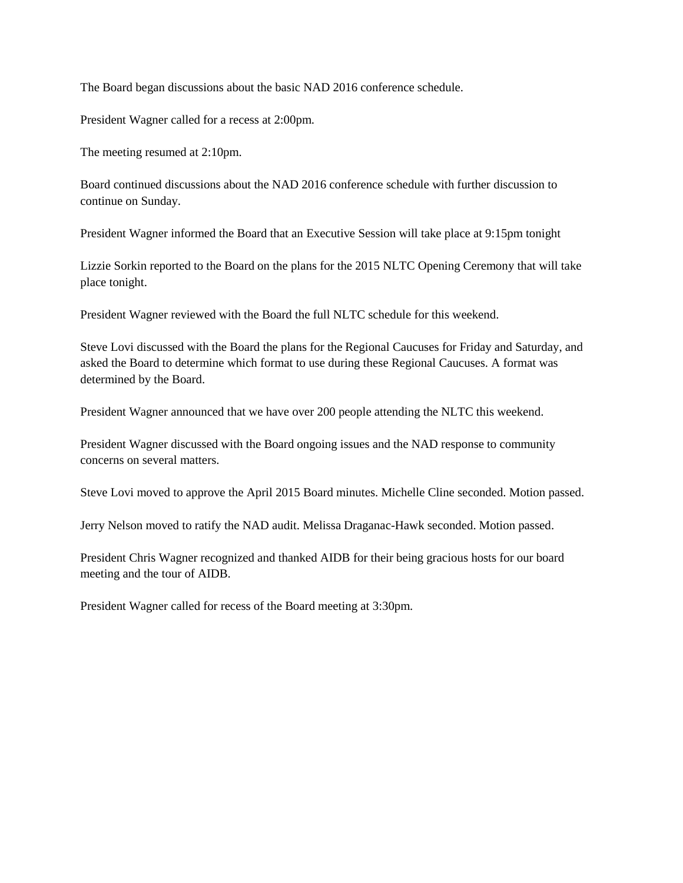The Board began discussions about the basic NAD 2016 conference schedule.

President Wagner called for a recess at 2:00pm.

The meeting resumed at 2:10pm.

Board continued discussions about the NAD 2016 conference schedule with further discussion to continue on Sunday.

President Wagner informed the Board that an Executive Session will take place at 9:15pm tonight

Lizzie Sorkin reported to the Board on the plans for the 2015 NLTC Opening Ceremony that will take place tonight.

President Wagner reviewed with the Board the full NLTC schedule for this weekend.

Steve Lovi discussed with the Board the plans for the Regional Caucuses for Friday and Saturday, and asked the Board to determine which format to use during these Regional Caucuses. A format was determined by the Board.

President Wagner announced that we have over 200 people attending the NLTC this weekend.

President Wagner discussed with the Board ongoing issues and the NAD response to community concerns on several matters.

Steve Lovi moved to approve the April 2015 Board minutes. Michelle Cline seconded. Motion passed.

Jerry Nelson moved to ratify the NAD audit. Melissa Draganac-Hawk seconded. Motion passed.

President Chris Wagner recognized and thanked AIDB for their being gracious hosts for our board meeting and the tour of AIDB.

President Wagner called for recess of the Board meeting at 3:30pm.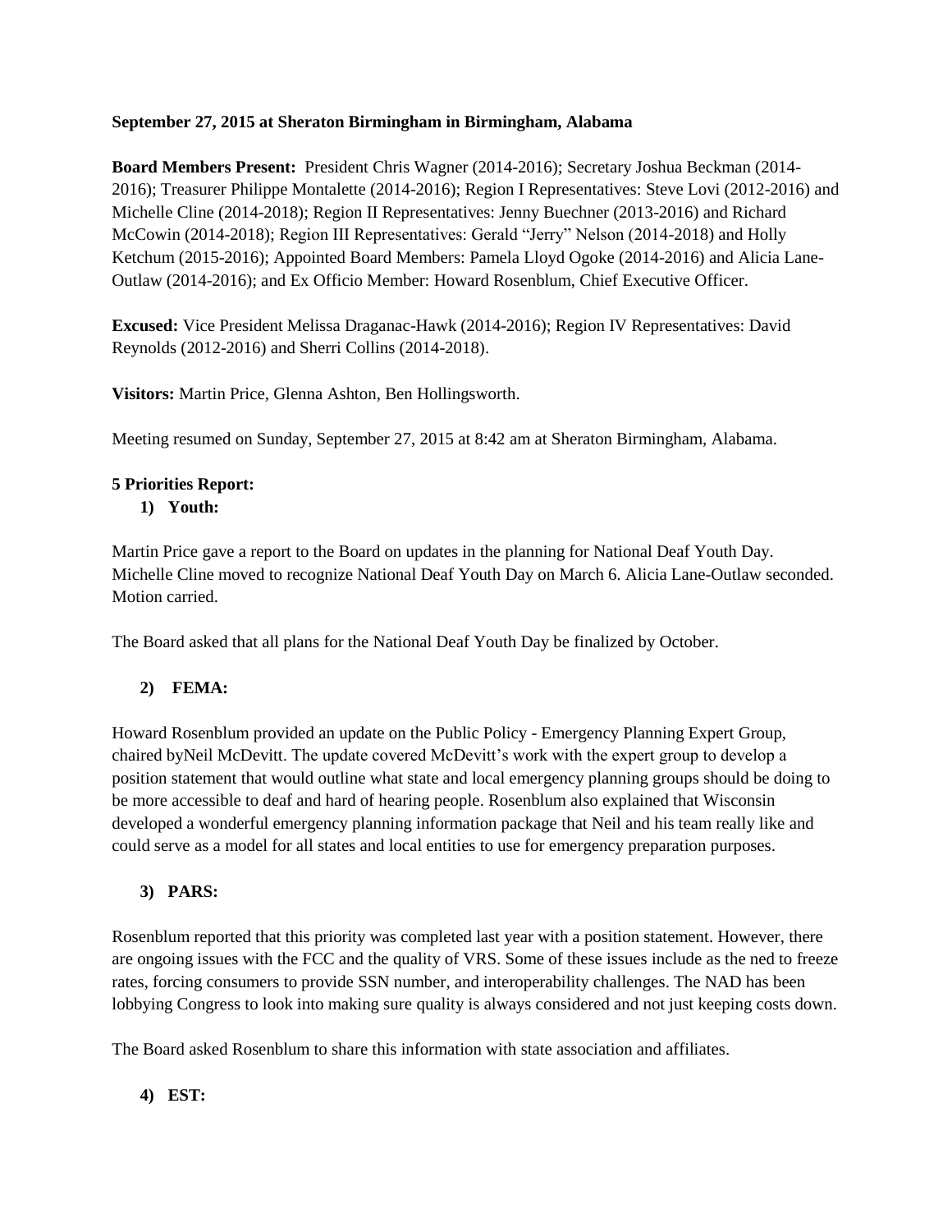**September 27, 2015 at Sheraton Birmingham in Birmingham, Alabama**

**Board Members Present:** President Chris Wagner (2014-2016); Secretary Joshua Beckman (2014-2016); Treasurer Philippe Montalette (2014-2016); Region I Representatives: Steve Lovi (2012-2016) and Michelle Cline (2014-2018); Region II Representatives: Jenny Buechner (2013-2016) and Richard McCowin (2014-2018); Region III Representatives: Gerald "Jerry" Nelson (2014-2018) and Holly Ketchum (2015-2016); Appointed Board Members: Pamela Lloyd Ogoke (2014-2016) and Alicia Lane-Outlaw (2014-2016); and Ex Officio Member: Howard Rosenblum, Chief Executive Officer.

**Excused:** Vice President Melissa Draganac-Hawk (2014-2016); Region IV Representatives: David Reynolds (2012-2016) and Sherri Collins (2014-2018).

**Visitors:** Martin Price, Glenna Ashton, Ben Hollingsworth.

Meeting resumed on Sunday, September 27, 2015 at 8:42 am at Sheraton Birmingham, Alabama.

**5 Priorities Report:**

1) **Youth:**

Martin Price gave a report to the Board on updates in the planning for National Deaf Youth Day. Michelle Cline moved to recognize National Deaf Youth Day on March 6. Alicia Lane-Outlaw seconded. Motion carried.

The Board asked that all plans for the National Deaf Youth Day be finalized by October.

2) **FEMA:**

Howard Rosenblum provided an update on the Public Policy - Emergency Planning Expert Group, chaired byNeil McDevitt. The update covered McDevitt's work with the expert group to develop a position statement that would outline what state and local emergency planning groups should be doing to be more accessible to deaf and hard of hearing people. Rosenblum also explained that Wisconsin developed a wonderful emergency planning information package that Neil and his team really like and could serve as a model for all states and local entities to use for emergency preparation purposes.

3) **PARS:**

Rosenblum reported that this priority was completed last year with a position statement. However, there are ongoing issues with the FCC and the quality of VRS. Some of these issues include as the ned to freeze rates, forcing consumers to provide SSN number, and interoperability challenges. The NAD has been lobbying Congress to look into making sure quality is always considered and not just keeping costs down.

The Board asked Rosenblum to share this information with state association and affiliates.

4) **EST:**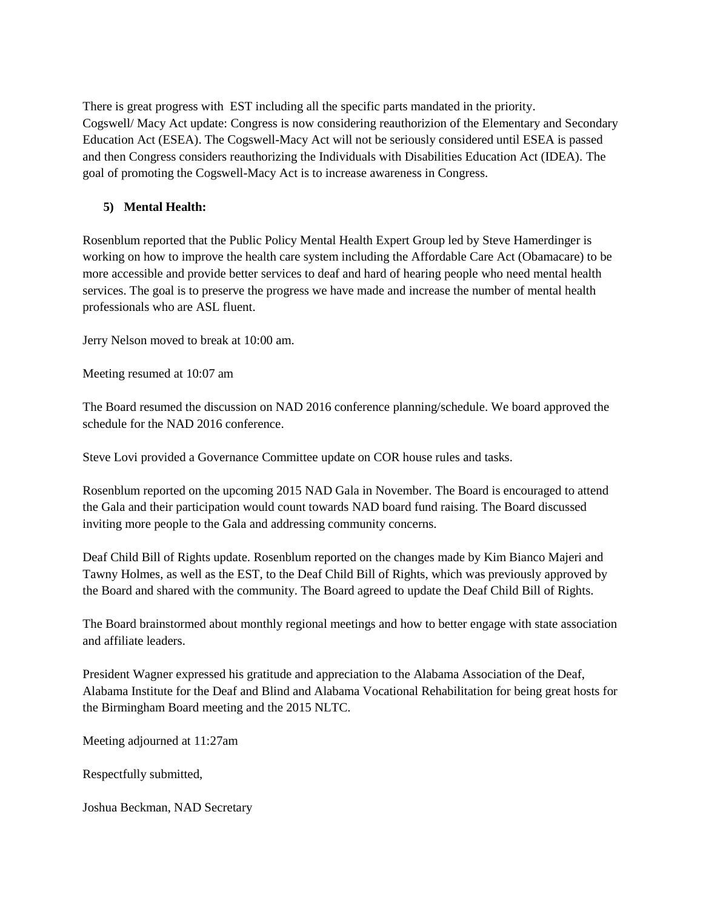There is great progress with EST including all the specific parts mandated in the priority.
Cogswell/ Macy Act update: Congress is now considering reauthorizion of the Elementary and Secondary Education Act (ESEA). The Cogswell-Macy Act will not be seriously considered until ESEA is passed and then Congress considers reauthorizing the Individuals with Disabilities Education Act (IDEA). The goal of promoting the Cogswell-Macy Act is to increase awareness in Congress.

**5) Mental Health:**

Rosenblum reported that the Public Policy Mental Health Expert Group led by Steve Hamerdinger is working on how to improve the health care system including the Affordable Care Act (Obamacare) to be more accessible and provide better services to deaf and hard of hearing people who need mental health services. The goal is to preserve the progress we have made and increase the number of mental health professionals who are ASL fluent.

Jerry Nelson moved to break at 10:00 am.

Meeting resumed at 10:07 am

The Board resumed the discussion on NAD 2016 conference planning/schedule. We board approved the schedule for the NAD 2016 conference.

Steve Lovi provided a Governance Committee update on COR house rules and tasks.

Rosenblum reported on the upcoming 2015 NAD Gala in November. The Board is encouraged to attend the Gala and their participation would count towards NAD board fund raising. The Board discussed inviting more people to the Gala and addressing community concerns.

Deaf Child Bill of Rights update. Rosenblum reported on the changes made by Kim Bianco Majeri and Tawny Holmes, as well as the EST, to the Deaf Child Bill of Rights, which was previously approved by the Board and shared with the community. The Board agreed to update the Deaf Child Bill of Rights.

The Board brainstormed about monthly regional meetings and how to better engage with state association and affiliate leaders.

President Wagner expressed his gratitude and appreciation to the Alabama Association of the Deaf, Alabama Institute for the Deaf and Blind and Alabama Vocational Rehabilitation for being great hosts for the Birmingham Board meeting and the 2015 NLTC.

Meeting adjourned at 11:27am

Respectfully submitted,

Joshua Beckman, NAD Secretary